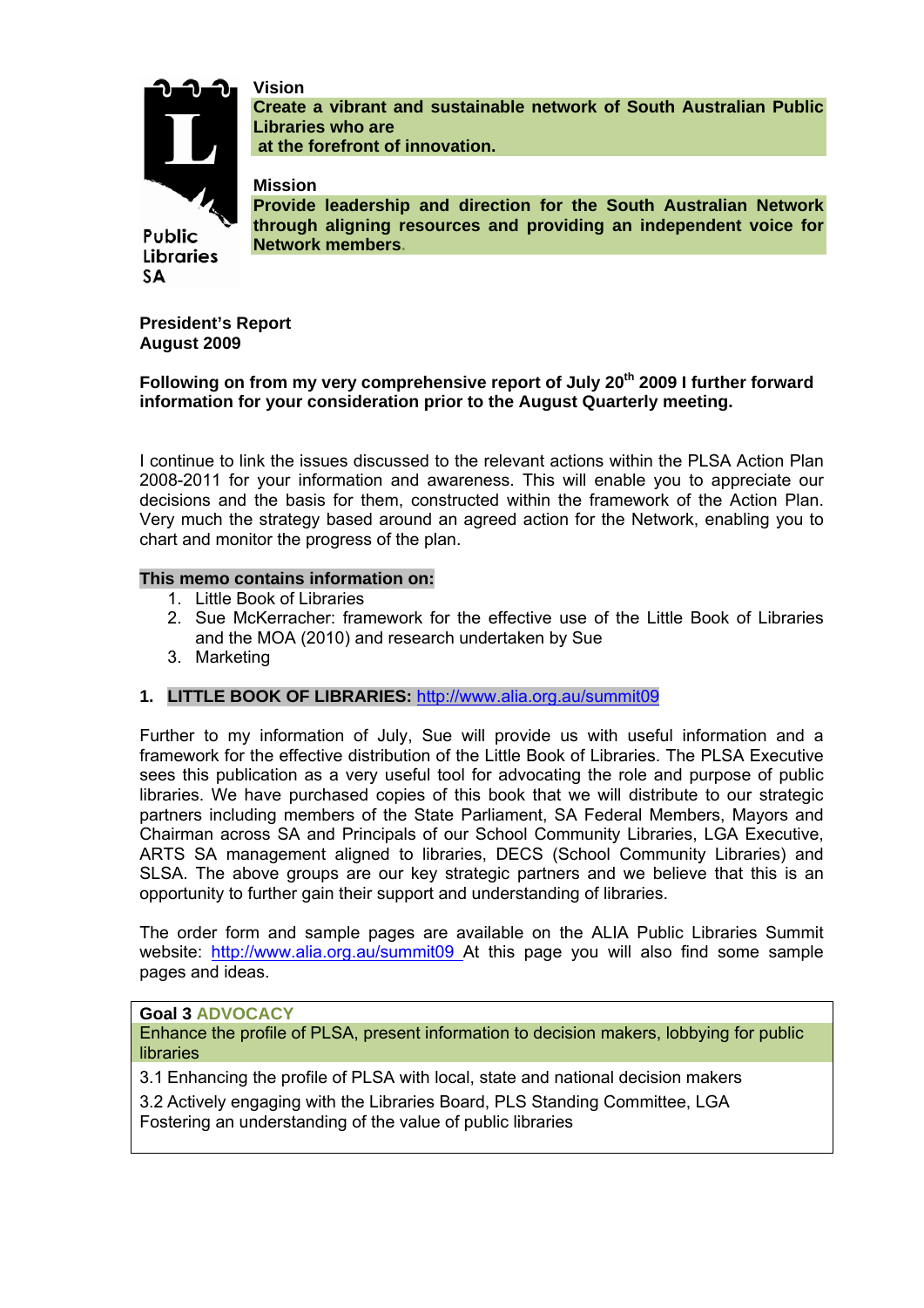Public Libraries SA

**Vision**

**Create a vibrant and sustainable network of South Australian Public Libraries who are at the forefront of innovation.**

**Mission**

**Provide leadership and direction for the South Australian Network through aligning resources and providing an independent voice for Network members.**

**President's Report**
**August 2009**

**Following on from my very comprehensive report of July 20th 2009 I further forward information for your consideration prior to the August Quarterly meeting.**

I continue to link the issues discussed to the relevant actions within the PLSA Action Plan 2008-2011 for your information and awareness. This will enable you to appreciate our decisions and the basis for them, constructed within the framework of the Action Plan. Very much the strategy based around an agreed action for the Network, enabling you to chart and monitor the progress of the plan.

**This memo contains information on:**

1. Little Book of Libraries
2. Sue McKerracher: framework for the effective use of the Little Book of Libraries and the MOA (2010) and research undertaken by Sue
3. Marketing

## 1. LITTLE BOOK OF LIBRARIES: http://www.alia.org.au/summit09

Further to my information of July, Sue will provide us with useful information and a framework for the effective distribution of the Little Book of Libraries. The PLSA Executive sees this publication as a very useful tool for advocating the role and purpose of public libraries. We have purchased copies of this book that we will distribute to our strategic partners including members of the State Parliament, SA Federal Members, Mayors and Chairman across SA and Principals of our School Community Libraries, LGA Executive, ARTS SA management aligned to libraries, DECS (School Community Libraries) and SLSA. The above groups are our key strategic partners and we believe that this is an opportunity to further gain their support and understanding of libraries.

The order form and sample pages are available on the ALIA Public Libraries Summit website: http://www.alia.org.au/summit09 At this page you will also find some sample pages and ideas.

| **Goal 3** ADVOCACY |
|---|
| Enhance the profile of PLSA, present information to decision makers, lobbying for public libraries |
| 3.1 Enhancing the profile of PLSA with local, state and national decision makers |
| 3.2 Actively engaging with the Libraries Board, PLS Standing Committee, LGA<br>Fostering an understanding of the value of public libraries |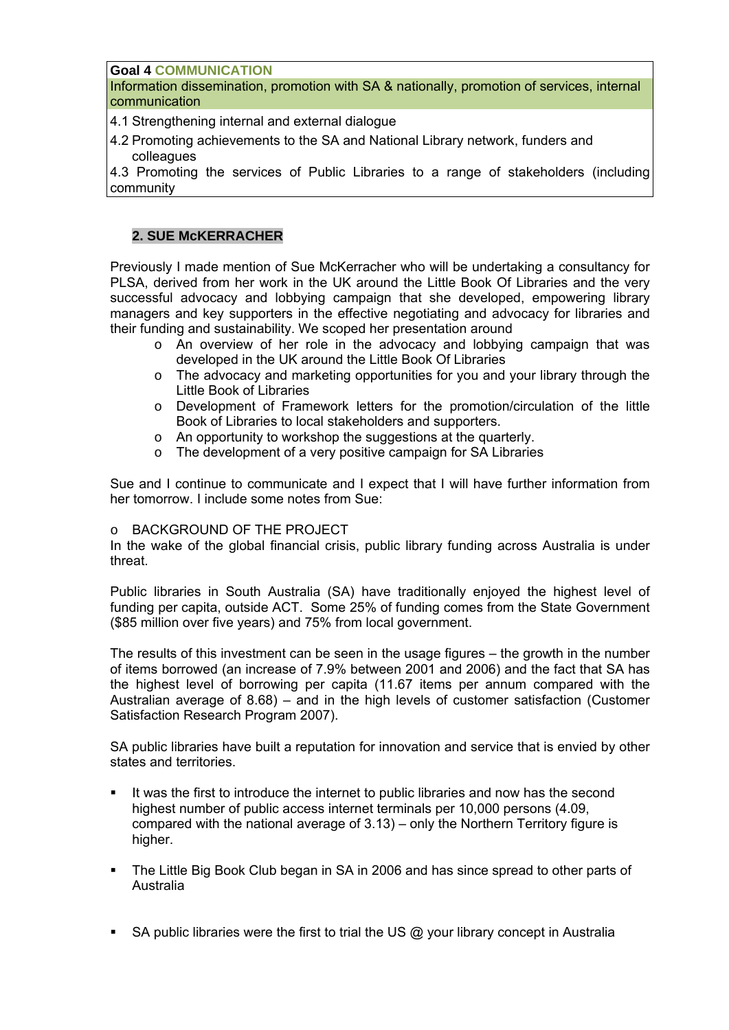| Goal 4 COMMUNICATION |
|---|
| Information dissemination, promotion with SA & nationally, promotion of services, internal communication |
| 4.1 Strengthening internal and external dialogue |
| 4.2 Promoting achievements to the SA and National Library network, funders and colleagues |
| 4.3 Promoting the services of Public Libraries to a range of stakeholders (including community |

**2. SUE McKERRACHER**

Previously I made mention of Sue McKerracher who will be undertaking a consultancy for PLSA, derived from her work in the UK around the Little Book Of Libraries and the very successful advocacy and lobbying campaign that she developed, empowering library managers and key supporters in the effective negotiating and advocacy for libraries and their funding and sustainability. We scoped her presentation around

- An overview of her role in the advocacy and lobbying campaign that was developed in the UK around the Little Book Of Libraries
- The advocacy and marketing opportunities for you and your library through the Little Book of Libraries
- Development of Framework letters for the promotion/circulation of the little Book of Libraries to local stakeholders and supporters.
- An opportunity to workshop the suggestions at the quarterly.
- The development of a very positive campaign for SA Libraries

Sue and I continue to communicate and I expect that I will have further information from her tomorrow. I include some notes from Sue:

- BACKGROUND OF THE PROJECT

In the wake of the global financial crisis, public library funding across Australia is under threat.

Public libraries in South Australia (SA) have traditionally enjoyed the highest level of funding per capita, outside ACT. Some 25% of funding comes from the State Government ($85 million over five years) and 75% from local government.

The results of this investment can be seen in the usage figures – the growth in the number of items borrowed (an increase of 7.9% between 2001 and 2006) and the fact that SA has the highest level of borrowing per capita (11.67 items per annum compared with the Australian average of 8.68) – and in the high levels of customer satisfaction (Customer Satisfaction Research Program 2007).

SA public libraries have built a reputation for innovation and service that is envied by other states and territories.

- It was the first to introduce the internet to public libraries and now has the second highest number of public access internet terminals per 10,000 persons (4.09, compared with the national average of 3.13) – only the Northern Territory figure is higher.

- The Little Big Book Club began in SA in 2006 and has since spread to other parts of Australia

- SA public libraries were the first to trial the US @ your library concept in Australia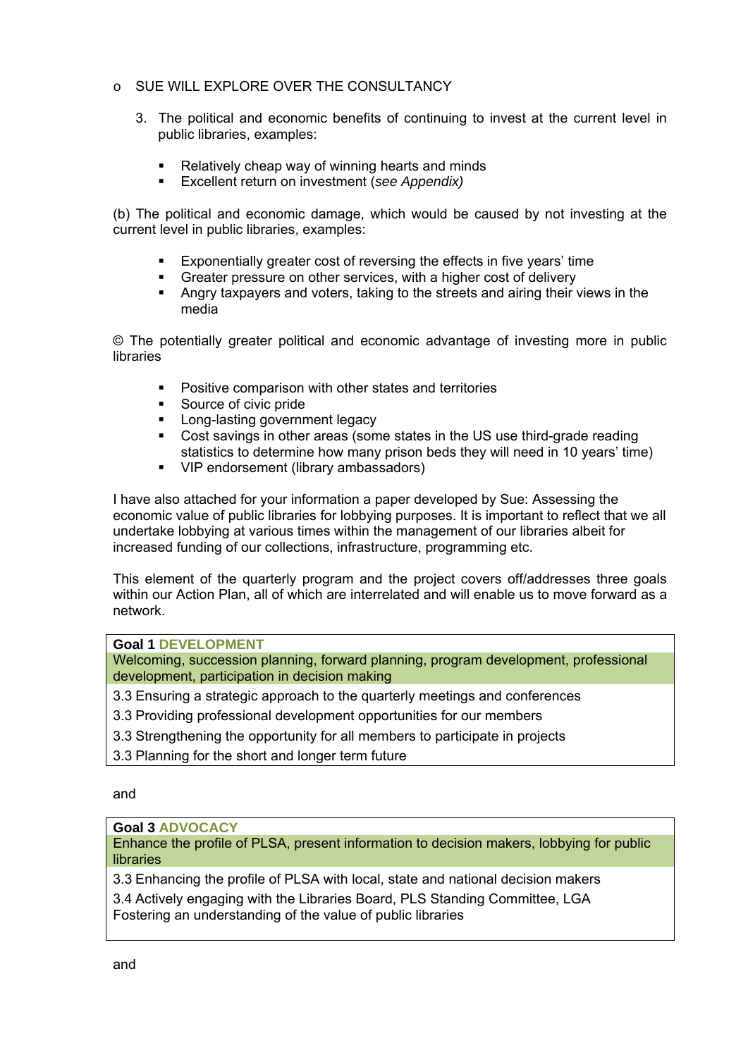- o SUE WILL EXPLORE OVER THE CONSULTANCY

3. The political and economic benefits of continuing to invest at the current level in public libraries, examples:

    - Relatively cheap way of winning hearts and minds
    - Excellent return on investment (*see Appendix)*

(b) The political and economic damage, which would be caused by not investing at the current level in public libraries, examples:

- Exponentially greater cost of reversing the effects in five years' time
- Greater pressure on other services, with a higher cost of delivery
- Angry taxpayers and voters, taking to the streets and airing their views in the media

© The potentially greater political and economic advantage of investing more in public libraries

- Positive comparison with other states and territories
- Source of civic pride
- Long-lasting government legacy
- Cost savings in other areas (some states in the US use third-grade reading statistics to determine how many prison beds they will need in 10 years' time)
- VIP endorsement (library ambassadors)

I have also attached for your information a paper developed by Sue: Assessing the economic value of public libraries for lobbying purposes. It is important to reflect that we all undertake lobbying at various times within the management of our libraries albeit for increased funding of our collections, infrastructure, programming etc.

This element of the quarterly program and the project covers off/addresses three goals within our Action Plan, all of which are interrelated and will enable us to move forward as a network.

| **Goal 1** DEVELOPMENT |
|---|
| Welcoming, succession planning, forward planning, program development, professional development, participation in decision making |
| 3.3 Ensuring a strategic approach to the quarterly meetings and conferences |
| 3.3 Providing professional development opportunities for our members |
| 3.3 Strengthening the opportunity for all members to participate in projects |
| 3.3 Planning for the short and longer term future |

and

| **Goal 3** ADVOCACY |
|---|
| Enhance the profile of PLSA, present information to decision makers, lobbying for public libraries |
| 3.3 Enhancing the profile of PLSA with local, state and national decision makers |
| 3.4 Actively engaging with the Libraries Board, PLS Standing Committee, LGA Fostering an understanding of the value of public libraries |

and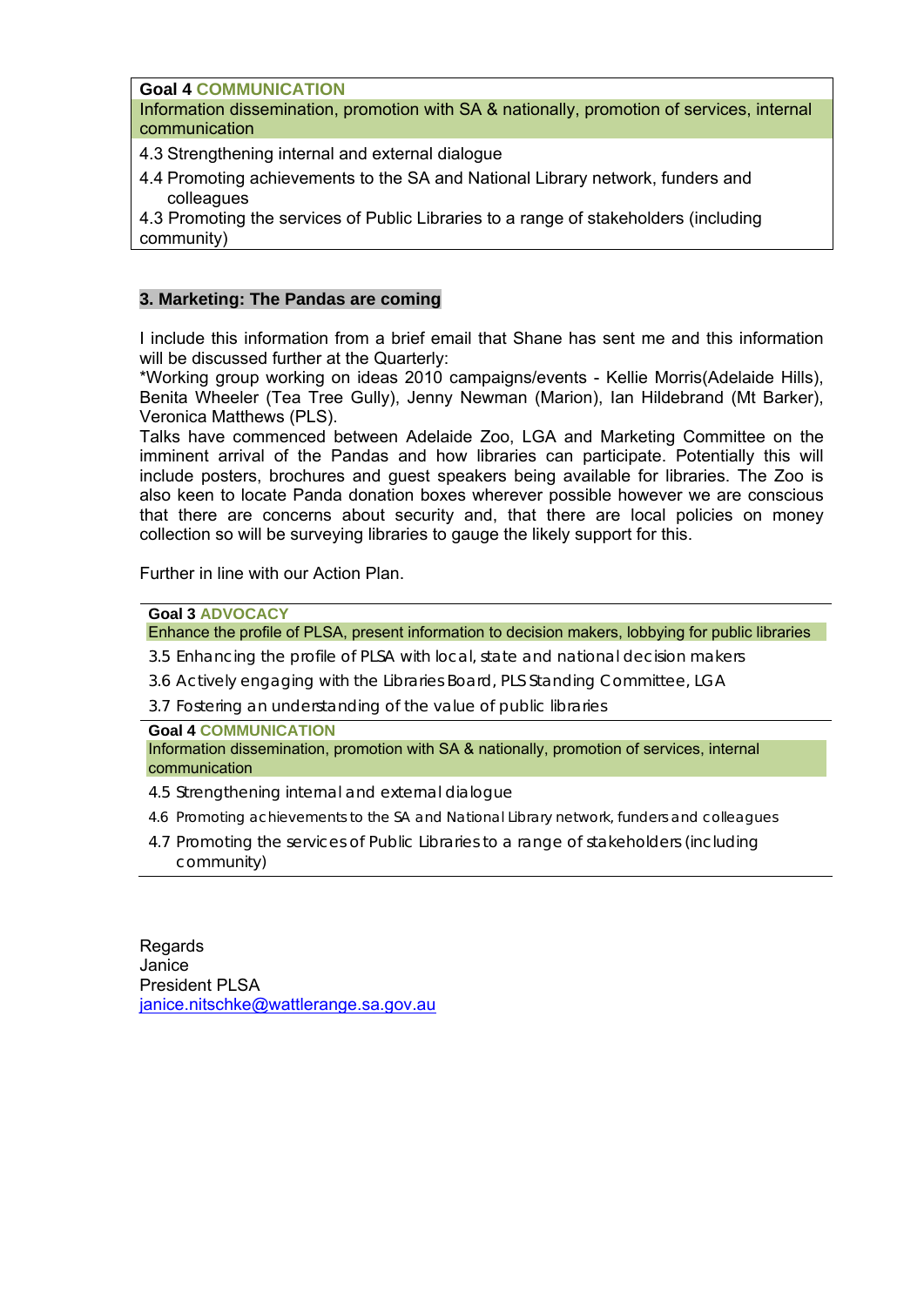**Goal 4 COMMUNICATION**

Information dissemination, promotion with SA & nationally, promotion of services, internal communication

4.3 Strengthening internal and external dialogue

4.4 Promoting achievements to the SA and National Library network, funders and colleagues

4.3 Promoting the services of Public Libraries to a range of stakeholders (including community)

## 3. Marketing: The Pandas are coming

I include this information from a brief email that Shane has sent me and this information will be discussed further at the Quarterly:

*Working group working on ideas 2010 campaigns/events - Kellie Morris(Adelaide Hills), Benita Wheeler (Tea Tree Gully), Jenny Newman (Marion), Ian Hildebrand (Mt Barker), Veronica Matthews (PLS).

Talks have commenced between Adelaide Zoo, LGA and Marketing Committee on the imminent arrival of the Pandas and how libraries can participate. Potentially this will include posters, brochures and guest speakers being available for libraries. The Zoo is also keen to locate Panda donation boxes wherever possible however we are conscious that there are concerns about security and, that there are local policies on money collection so will be surveying libraries to gauge the likely support for this.

Further in line with our Action Plan.

**Goal 3 ADVOCACY**

Enhance the profile of PLSA, present information to decision makers, lobbying for public libraries

3.5 Enhancing the profile of PLSA with local, state and national decision makers

3.6 Actively engaging with the Libraries Board, PLS Standing Committee, LGA

3.7 Fostering an understanding of the value of public libraries

**Goal 4 COMMUNICATION**

Information dissemination, promotion with SA & nationally, promotion of services, internal communication

4.5 Strengthening internal and external dialogue

4.6 Promoting achievements to the SA and National Library network, funders and colleagues

4.7 Promoting the services of Public Libraries to a range of stakeholders (including community)

Regards
Janice
President PLSA
janice.nitschke@wattlerange.sa.gov.au